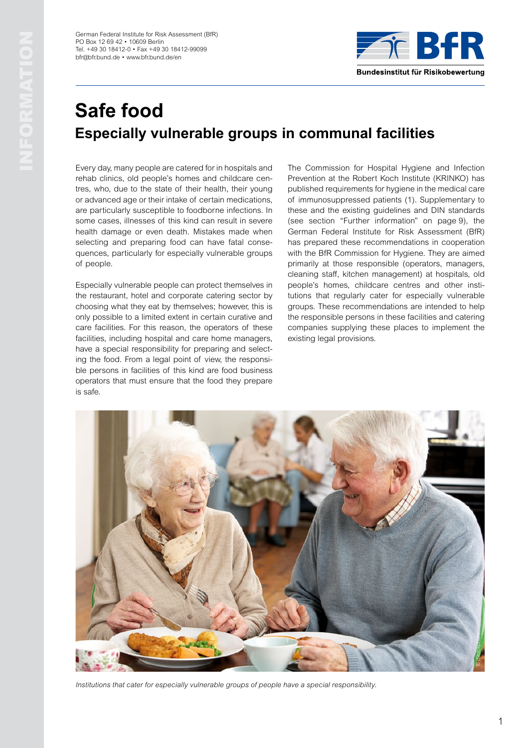German Federal Institute for Risk Assessment (BfR)
PO Box 12 69 42 • 10609 Berlin
Tel. +49 30 18412-0 • Fax +49 30 18412-99099
bfr@bfr.bund.de • www.bfr.bund.de/en

# Safe food

## Especially vulnerable groups in communal facilities

Every day, many people are catered for in hospitals and rehab clinics, old people's homes and childcare centres, who, due to the state of their health, their young or advanced age or their intake of certain medications, are particularly susceptible to foodborne infections. In some cases, illnesses of this kind can result in severe health damage or even death. Mistakes made when selecting and preparing food can have fatal consequences, particularly for especially vulnerable groups of people.

Especially vulnerable people can protect themselves in the restaurant, hotel and corporate catering sector by choosing what they eat by themselves; however, this is only possible to a limited extent in certain curative and care facilities. For this reason, the operators of these facilities, including hospital and care home managers, have a special responsibility for preparing and selecting the food. From a legal point of view, the responsible persons in facilities of this kind are food business operators that must ensure that the food they prepare is safe.

The Commission for Hospital Hygiene and Infection Prevention at the Robert Koch Institute (KRINKO) has published requirements for hygiene in the medical care of immunosuppressed patients (1). Supplementary to these and the existing guidelines and DIN standards (see section "Further information" on page 9), the German Federal Institute for Risk Assessment (BfR) has prepared these recommendations in cooperation with the BfR Commission for Hygiene. They are aimed primarily at those responsible (operators, managers, cleaning staff, kitchen management) at hospitals, old people's homes, childcare centres and other institutions that regularly cater for especially vulnerable groups. These recommendations are intended to help the responsible persons in these facilities and catering companies supplying these places to implement the existing legal provisions.

*Institutions that cater for especially vulnerable groups of people have a special responsibility.*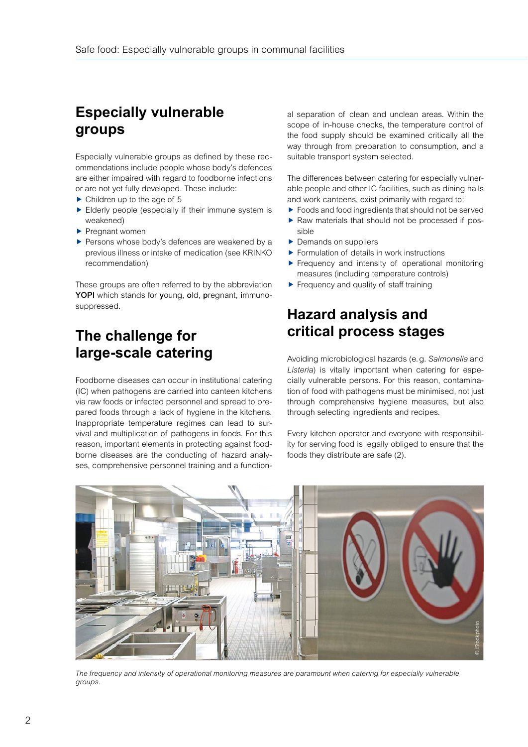## Especially vulnerable groups

Especially vulnerable groups as defined by these recommendations include people whose body's defences are either impaired with regard to foodborne infections or are not yet fully developed. These include:

- Children up to the age of 5
- Elderly people (especially if their immune system is weakened)
- Pregnant women
- Persons whose body's defences are weakened by a previous illness or intake of medication (see KRINKO recommendation)

These groups are often referred to by the abbreviation **YOPI** which stands for **y**oung, **o**ld, **p**regnant, **i**mmunosuppressed.

## The challenge for large-scale catering

Foodborne diseases can occur in institutional catering (IC) when pathogens are carried into canteen kitchens via raw foods or infected personnel and spread to prepared foods through a lack of hygiene in the kitchens. Inappropriate temperature regimes can lead to survival and multiplication of pathogens in foods. For this reason, important elements in protecting against foodborne diseases are the conducting of hazard analyses, comprehensive personnel training and a functional separation of clean and unclean areas. Within the scope of in-house checks, the temperature control of the food supply should be examined critically all the way through from preparation to consumption, and a suitable transport system selected.

The differences between catering for especially vulnerable people and other IC facilities, such as dining halls and work canteens, exist primarily with regard to:

- Foods and food ingredients that should not be served
- Raw materials that should not be processed if possible
- Demands on suppliers
- Formulation of details in work instructions
- Frequency and intensity of operational monitoring measures (including temperature controls)
- Frequency and quality of staff training

## Hazard analysis and critical process stages

Avoiding microbiological hazards (e.g. *Salmonella* and *Listeria*) is vitally important when catering for especially vulnerable persons. For this reason, contamination of food with pathogens must be minimised, not just through comprehensive hygiene measures, but also through selecting ingredients and recipes.

Every kitchen operator and everyone with responsibility for serving food is legally obliged to ensure that the foods they distribute are safe (2).

*The frequency and intensity of operational monitoring measures are paramount when catering for especially vulnerable groups.*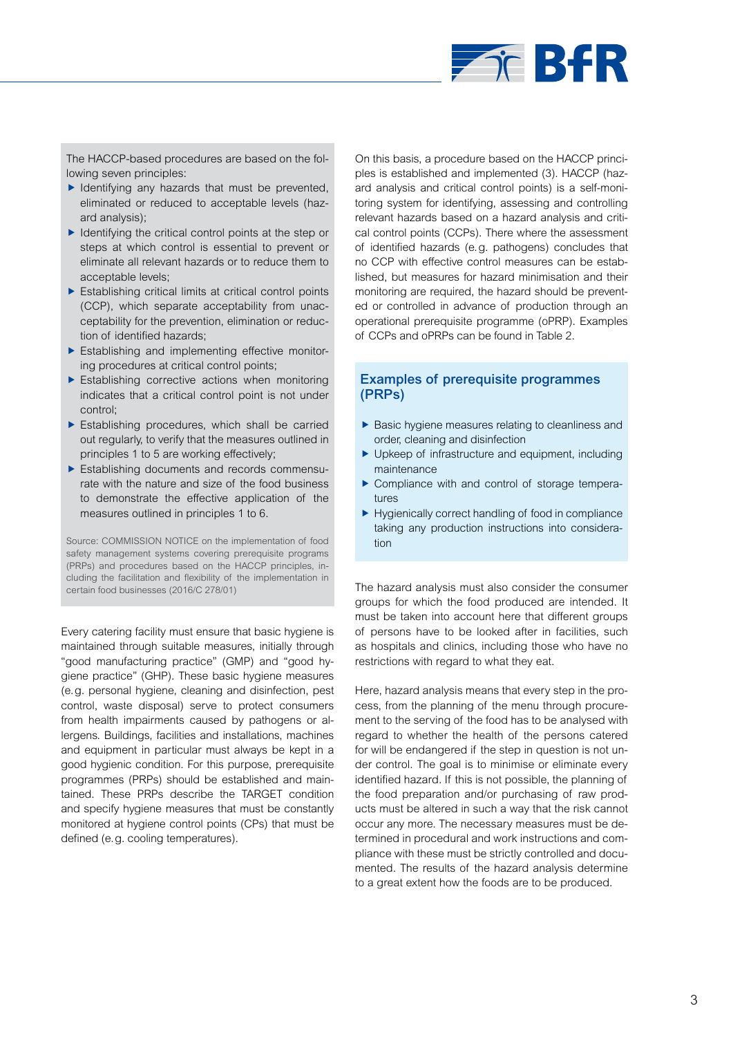The HACCP-based procedures are based on the following seven principles:

- Identifying any hazards that must be prevented, eliminated or reduced to acceptable levels (hazard analysis);
- Identifying the critical control points at the step or steps at which control is essential to prevent or eliminate all relevant hazards or to reduce them to acceptable levels;
- Establishing critical limits at critical control points (CCP), which separate acceptability from unacceptability for the prevention, elimination or reduction of identified hazards;
- Establishing and implementing effective monitoring procedures at critical control points;
- Establishing corrective actions when monitoring indicates that a critical control point is not under control;
- Establishing procedures, which shall be carried out regularly, to verify that the measures outlined in principles 1 to 5 are working effectively;
- Establishing documents and records commensurate with the nature and size of the food business to demonstrate the effective application of the measures outlined in principles 1 to 6.

Source: COMMISSION NOTICE on the implementation of food safety management systems covering prerequisite programs (PRPs) and procedures based on the HACCP principles, including the facilitation and flexibility of the implementation in certain food businesses (2016/C 278/01)

Every catering facility must ensure that basic hygiene is maintained through suitable measures, initially through "good manufacturing practice" (GMP) and "good hygiene practice" (GHP). These basic hygiene measures (e.g. personal hygiene, cleaning and disinfection, pest control, waste disposal) serve to protect consumers from health impairments caused by pathogens or allergens. Buildings, facilities and installations, machines and equipment in particular must always be kept in a good hygienic condition. For this purpose, prerequisite programmes (PRPs) should be established and maintained. These PRPs describe the TARGET condition and specify hygiene measures that must be constantly monitored at hygiene control points (CPs) that must be defined (e.g. cooling temperatures).

On this basis, a procedure based on the HACCP principles is established and implemented (3). HACCP (hazard analysis and critical control points) is a self-monitoring system for identifying, assessing and controlling relevant hazards based on a hazard analysis and critical control points (CCPs). There where the assessment of identified hazards (e.g. pathogens) concludes that no CCP with effective control measures can be established, but measures for hazard minimisation and their monitoring are required, the hazard should be prevented or controlled in advance of production through an operational prerequisite programme (oPRP). Examples of CCPs and oPRPs can be found in Table 2.

## Examples of prerequisite programmes (PRPs)

- Basic hygiene measures relating to cleanliness and order, cleaning and disinfection
- Upkeep of infrastructure and equipment, including maintenance
- Compliance with and control of storage temperatures
- Hygienically correct handling of food in compliance taking any production instructions into consideration

The hazard analysis must also consider the consumer groups for which the food produced are intended. It must be taken into account here that different groups of persons have to be looked after in facilities, such as hospitals and clinics, including those who have no restrictions with regard to what they eat.

Here, hazard analysis means that every step in the process, from the planning of the menu through procurement to the serving of the food has to be analysed with regard to whether the health of the persons catered for will be endangered if the step in question is not under control. The goal is to minimise or eliminate every identified hazard. If this is not possible, the planning of the food preparation and/or purchasing of raw products must be altered in such a way that the risk cannot occur any more. The necessary measures must be determined in procedural and work instructions and compliance with these must be strictly controlled and documented. The results of the hazard analysis determine to a great extent how the foods are to be produced.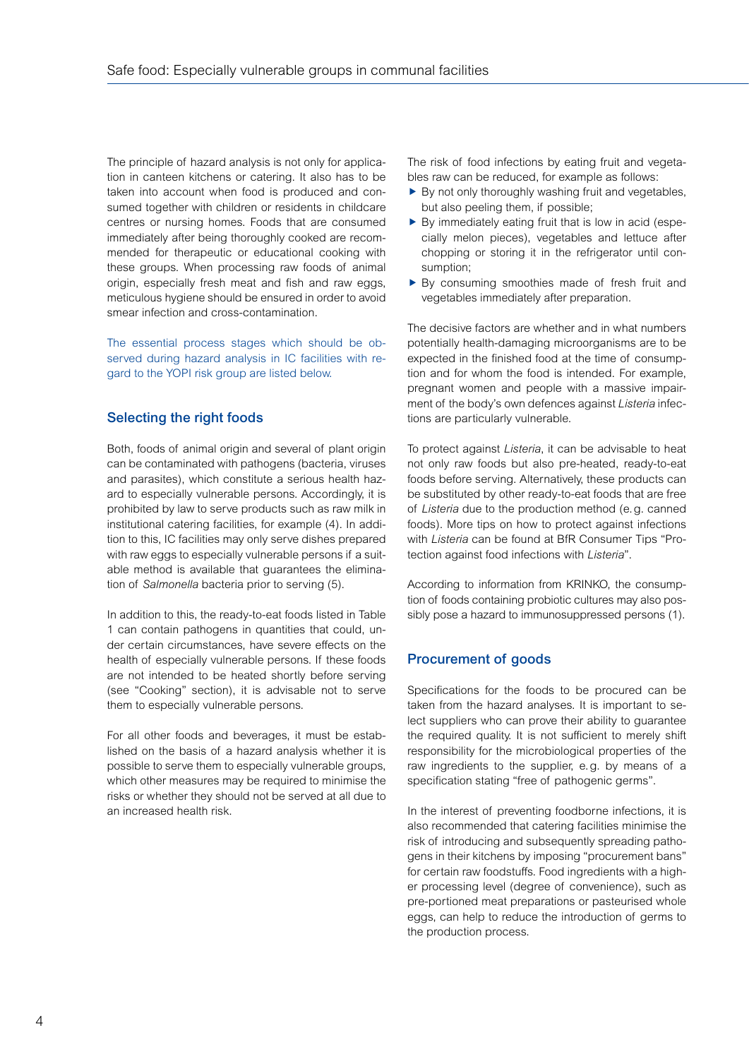The principle of hazard analysis is not only for application in canteen kitchens or catering. It also has to be taken into account when food is produced and consumed together with children or residents in childcare centres or nursing homes. Foods that are consumed immediately after being thoroughly cooked are recommended for therapeutic or educational cooking with these groups. When processing raw foods of animal origin, especially fresh meat and fish and raw eggs, meticulous hygiene should be ensured in order to avoid smear infection and cross-contamination.

The essential process stages which should be observed during hazard analysis in IC facilities with regard to the YOPI risk group are listed below.

## Selecting the right foods

Both, foods of animal origin and several of plant origin can be contaminated with pathogens (bacteria, viruses and parasites), which constitute a serious health hazard to especially vulnerable persons. Accordingly, it is prohibited by law to serve products such as raw milk in institutional catering facilities, for example (4). In addition to this, IC facilities may only serve dishes prepared with raw eggs to especially vulnerable persons if a suitable method is available that guarantees the elimination of *Salmonella* bacteria prior to serving (5).

In addition to this, the ready-to-eat foods listed in Table 1 can contain pathogens in quantities that could, under certain circumstances, have severe effects on the health of especially vulnerable persons. If these foods are not intended to be heated shortly before serving (see "Cooking" section), it is advisable not to serve them to especially vulnerable persons.

For all other foods and beverages, it must be established on the basis of a hazard analysis whether it is possible to serve them to especially vulnerable groups, which other measures may be required to minimise the risks or whether they should not be served at all due to an increased health risk.

The risk of food infections by eating fruit and vegetables raw can be reduced, for example as follows:

- By not only thoroughly washing fruit and vegetables, but also peeling them, if possible;
- By immediately eating fruit that is low in acid (especially melon pieces), vegetables and lettuce after chopping or storing it in the refrigerator until consumption;
- By consuming smoothies made of fresh fruit and vegetables immediately after preparation.

The decisive factors are whether and in what numbers potentially health-damaging microorganisms are to be expected in the finished food at the time of consumption and for whom the food is intended. For example, pregnant women and people with a massive impairment of the body's own defences against *Listeria* infections are particularly vulnerable.

To protect against *Listeria*, it can be advisable to heat not only raw foods but also pre-heated, ready-to-eat foods before serving. Alternatively, these products can be substituted by other ready-to-eat foods that are free of *Listeria* due to the production method (e.g. canned foods). More tips on how to protect against infections with *Listeria* can be found at BfR Consumer Tips "Protection against food infections with *Listeria*".

According to information from KRINKO, the consumption of foods containing probiotic cultures may also possibly pose a hazard to immunosuppressed persons (1).

## Procurement of goods

Specifications for the foods to be procured can be taken from the hazard analyses. It is important to select suppliers who can prove their ability to guarantee the required quality. It is not sufficient to merely shift responsibility for the microbiological properties of the raw ingredients to the supplier, e.g. by means of a specification stating "free of pathogenic germs".

In the interest of preventing foodborne infections, it is also recommended that catering facilities minimise the risk of introducing and subsequently spreading pathogens in their kitchens by imposing "procurement bans" for certain raw foodstuffs. Food ingredients with a higher processing level (degree of convenience), such as pre-portioned meat preparations or pasteurised whole eggs, can help to reduce the introduction of germs to the production process.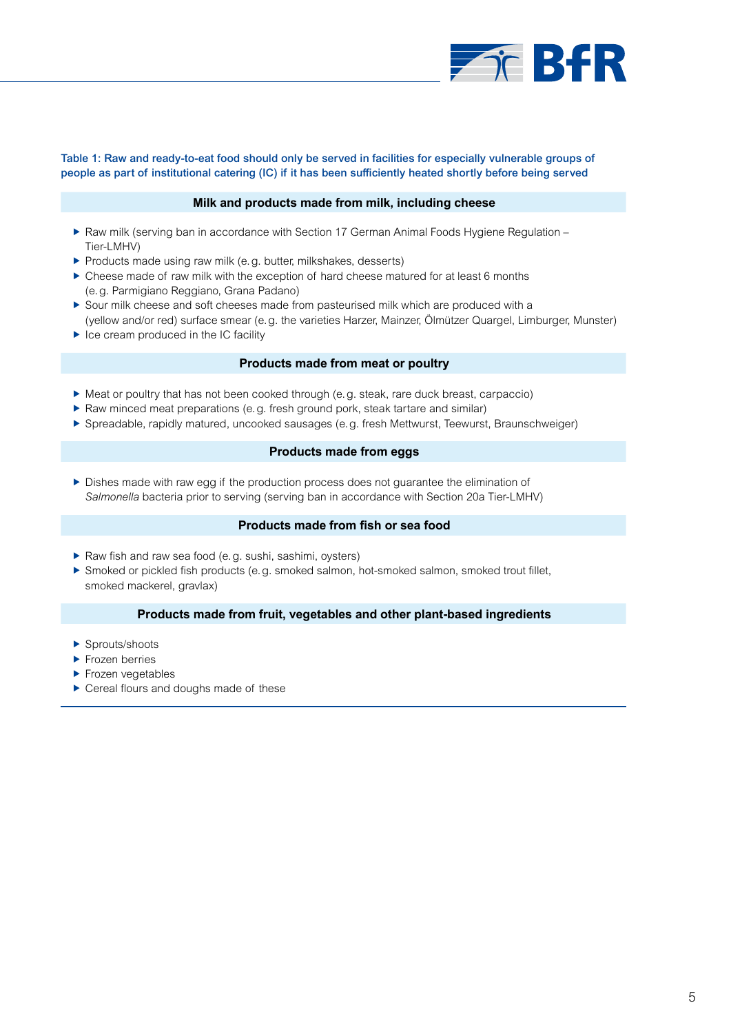**Table 1: Raw and ready-to-eat food should only be served in facilities for especially vulnerable groups of people as part of institutional catering (IC) if it has been sufficiently heated shortly before being served**

**Milk and products made from milk, including cheese**

- Raw milk (serving ban in accordance with Section 17 German Animal Foods Hygiene Regulation – Tier-LMHV)
- Products made using raw milk (e. g. butter, milkshakes, desserts)
- Cheese made of raw milk with the exception of hard cheese matured for at least 6 months (e. g. Parmigiano Reggiano, Grana Padano)
- Sour milk cheese and soft cheeses made from pasteurised milk which are produced with a (yellow and/or red) surface smear (e. g. the varieties Harzer, Mainzer, Ölmützer Quargel, Limburger, Munster)
- Ice cream produced in the IC facility

**Products made from meat or poultry**

- Meat or poultry that has not been cooked through (e. g. steak, rare duck breast, carpaccio)
- Raw minced meat preparations (e. g. fresh ground pork, steak tartare and similar)
- Spreadable, rapidly matured, uncooked sausages (e. g. fresh Mettwurst, Teewurst, Braunschweiger)

**Products made from eggs**

- Dishes made with raw egg if the production process does not guarantee the elimination of *Salmonella* bacteria prior to serving (serving ban in accordance with Section 20a Tier-LMHV)

**Products made from fish or sea food**

- Raw fish and raw sea food (e. g. sushi, sashimi, oysters)
- Smoked or pickled fish products (e. g. smoked salmon, hot-smoked salmon, smoked trout fillet, smoked mackerel, gravlax)

**Products made from fruit, vegetables and other plant-based ingredients**

- Sprouts/shoots
- Frozen berries
- Frozen vegetables
- Cereal flours and doughs made of these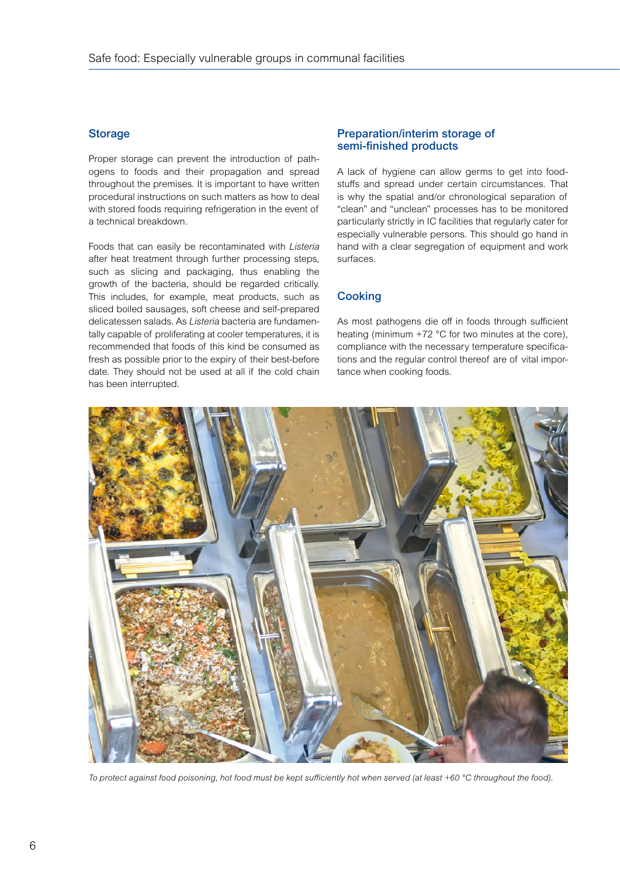## Storage

Proper storage can prevent the introduction of pathogens to foods and their propagation and spread throughout the premises. It is important to have written procedural instructions on such matters as how to deal with stored foods requiring refrigeration in the event of a technical breakdown.

Foods that can easily be recontaminated with *Listeria* after heat treatment through further processing steps, such as slicing and packaging, thus enabling the growth of the bacteria, should be regarded critically. This includes, for example, meat products, such as sliced boiled sausages, soft cheese and self-prepared delicatessen salads. As *Listeria* bacteria are fundamentally capable of proliferating at cooler temperatures, it is recommended that foods of this kind be consumed as fresh as possible prior to the expiry of their best-before date. They should not be used at all if the cold chain has been interrupted.

## Preparation/interim storage of semi-finished products

A lack of hygiene can allow germs to get into foodstuffs and spread under certain circumstances. That is why the spatial and/or chronological separation of "clean" and "unclean" processes has to be monitored particularly strictly in IC facilities that regularly cater for especially vulnerable persons. This should go hand in hand with a clear segregation of equipment and work surfaces.

## Cooking

As most pathogens die off in foods through sufficient heating (minimum +72 °C for two minutes at the core), compliance with the necessary temperature specifications and the regular control thereof are of vital importance when cooking foods.

*To protect against food poisoning, hot food must be kept sufficiently hot when served (at least +60 °C throughout the food).*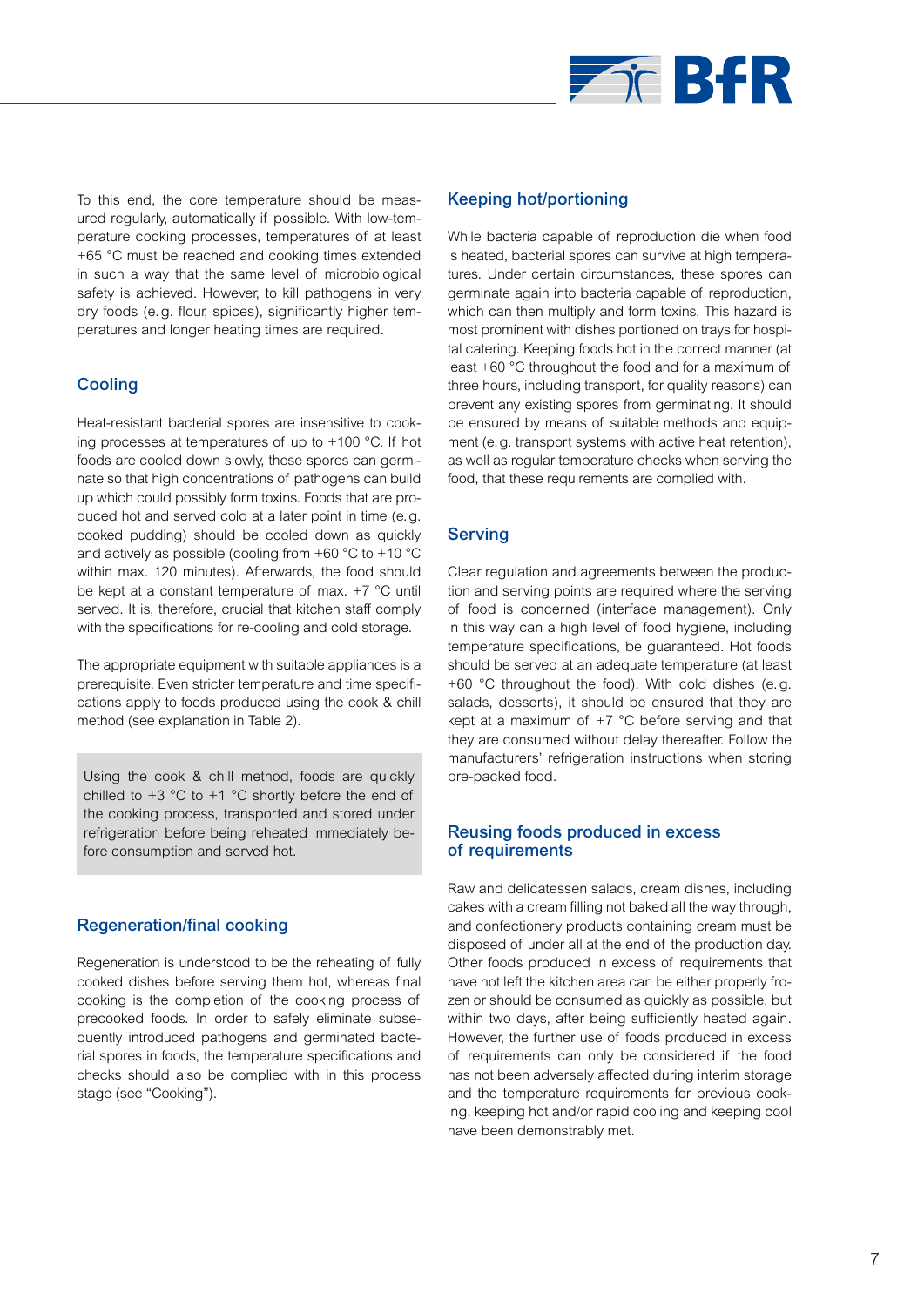To this end, the core temperature should be measured regularly, automatically if possible. With low-temperature cooking processes, temperatures of at least +65 °C must be reached and cooking times extended in such a way that the same level of microbiological safety is achieved. However, to kill pathogens in very dry foods (e. g. flour, spices), significantly higher temperatures and longer heating times are required.

## Cooling

Heat-resistant bacterial spores are insensitive to cooking processes at temperatures of up to +100 °C. If hot foods are cooled down slowly, these spores can germinate so that high concentrations of pathogens can build up which could possibly form toxins. Foods that are produced hot and served cold at a later point in time (e. g. cooked pudding) should be cooled down as quickly and actively as possible (cooling from +60 °C to +10 °C within max. 120 minutes). Afterwards, the food should be kept at a constant temperature of max. +7 °C until served. It is, therefore, crucial that kitchen staff comply with the specifications for re-cooling and cold storage.

The appropriate equipment with suitable appliances is a prerequisite. Even stricter temperature and time specifications apply to foods produced using the cook & chill method (see explanation in Table 2).

> Using the cook & chill method, foods are quickly chilled to +3 °C to +1 °C shortly before the end of the cooking process, transported and stored under refrigeration before being reheated immediately before consumption and served hot.

## Regeneration/final cooking

Regeneration is understood to be the reheating of fully cooked dishes before serving them hot, whereas final cooking is the completion of the cooking process of precooked foods. In order to safely eliminate subsequently introduced pathogens and germinated bacterial spores in foods, the temperature specifications and checks should also be complied with in this process stage (see "Cooking").

## Keeping hot/portioning

While bacteria capable of reproduction die when food is heated, bacterial spores can survive at high temperatures. Under certain circumstances, these spores can germinate again into bacteria capable of reproduction, which can then multiply and form toxins. This hazard is most prominent with dishes portioned on trays for hospital catering. Keeping foods hot in the correct manner (at least +60 °C throughout the food and for a maximum of three hours, including transport, for quality reasons) can prevent any existing spores from germinating. It should be ensured by means of suitable methods and equipment (e. g. transport systems with active heat retention), as well as regular temperature checks when serving the food, that these requirements are complied with.

## Serving

Clear regulation and agreements between the production and serving points are required where the serving of food is concerned (interface management). Only in this way can a high level of food hygiene, including temperature specifications, be guaranteed. Hot foods should be served at an adequate temperature (at least +60 °C throughout the food). With cold dishes (e. g. salads, desserts), it should be ensured that they are kept at a maximum of +7 °C before serving and that they are consumed without delay thereafter. Follow the manufacturers' refrigeration instructions when storing pre-packed food.

## Reusing foods produced in excess of requirements

Raw and delicatessen salads, cream dishes, including cakes with a cream filling not baked all the way through, and confectionery products containing cream must be disposed of under all at the end of the production day. Other foods produced in excess of requirements that have not left the kitchen area can be either properly frozen or should be consumed as quickly as possible, but within two days, after being sufficiently heated again. However, the further use of foods produced in excess of requirements can only be considered if the food has not been adversely affected during interim storage and the temperature requirements for previous cooking, keeping hot and/or rapid cooling and keeping cool have been demonstrably met.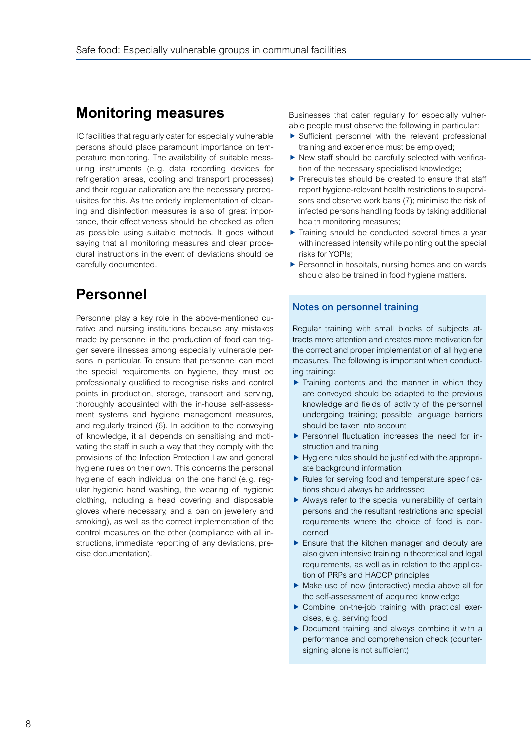## Monitoring measures

IC facilities that regularly cater for especially vulnerable persons should place paramount importance on temperature monitoring. The availability of suitable measuring instruments (e. g. data recording devices for refrigeration areas, cooling and transport processes) and their regular calibration are the necessary prerequisites for this. As the orderly implementation of cleaning and disinfection measures is also of great importance, their effectiveness should be checked as often as possible using suitable methods. It goes without saying that all monitoring measures and clear procedural instructions in the event of deviations should be carefully documented.

## Personnel

Personnel play a key role in the above-mentioned curative and nursing institutions because any mistakes made by personnel in the production of food can trigger severe illnesses among especially vulnerable persons in particular. To ensure that personnel can meet the special requirements on hygiene, they must be professionally qualified to recognise risks and control points in production, storage, transport and serving, thoroughly acquainted with the in-house self-assessment systems and hygiene management measures, and regularly trained (6). In addition to the conveying of knowledge, it all depends on sensitising and motivating the staff in such a way that they comply with the provisions of the Infection Protection Law and general hygiene rules on their own. This concerns the personal hygiene of each individual on the one hand (e. g. regular hygienic hand washing, the wearing of hygienic clothing, including a head covering and disposable gloves where necessary, and a ban on jewellery and smoking), as well as the correct implementation of the control measures on the other (compliance with all instructions, immediate reporting of any deviations, precise documentation).

Businesses that cater regularly for especially vulnerable people must observe the following in particular:

- Sufficient personnel with the relevant professional training and experience must be employed;
- New staff should be carefully selected with verification of the necessary specialised knowledge;
- Prerequisites should be created to ensure that staff report hygiene-relevant health restrictions to supervisors and observe work bans (7); minimise the risk of infected persons handling foods by taking additional health monitoring measures;
- Training should be conducted several times a year with increased intensity while pointing out the special risks for YOPIs;
- Personnel in hospitals, nursing homes and on wards should also be trained in food hygiene matters.

### Notes on personnel training

Regular training with small blocks of subjects attracts more attention and creates more motivation for the correct and proper implementation of all hygiene measures. The following is important when conducting training:

- Training contents and the manner in which they are conveyed should be adapted to the previous knowledge and fields of activity of the personnel undergoing training; possible language barriers should be taken into account
- Personnel fluctuation increases the need for instruction and training
- Hygiene rules should be justified with the appropriate background information
- Rules for serving food and temperature specifications should always be addressed
- Always refer to the special vulnerability of certain persons and the resultant restrictions and special requirements where the choice of food is concerned
- Ensure that the kitchen manager and deputy are also given intensive training in theoretical and legal requirements, as well as in relation to the application of PRPs and HACCP principles
- Make use of new (interactive) media above all for the self-assessment of acquired knowledge
- Combine on-the-job training with practical exercises, e. g. serving food
- Document training and always combine it with a performance and comprehension check (countersigning alone is not sufficient)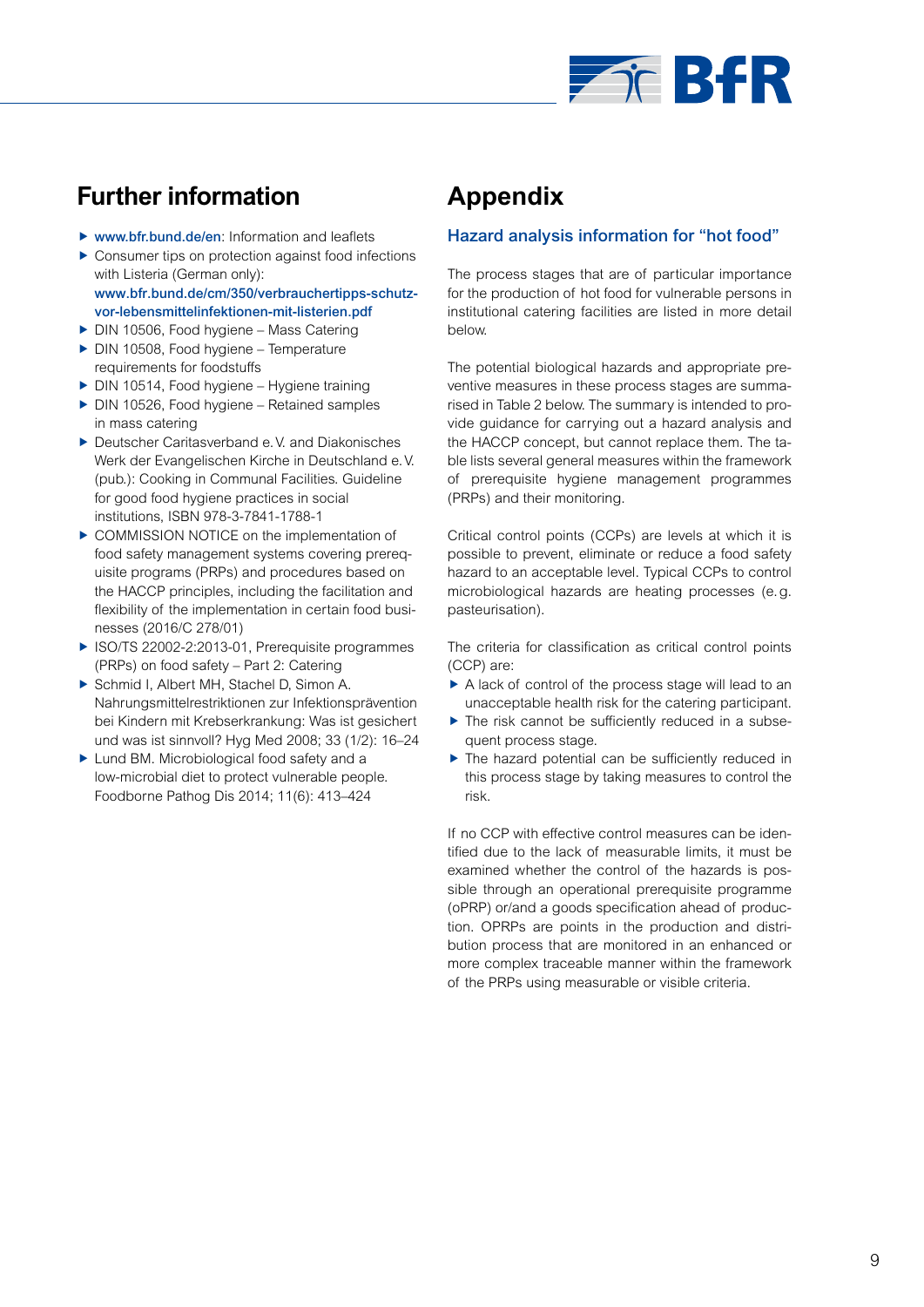## Further information

- www.bfr.bund.de/en: Information and leaflets
- Consumer tips on protection against food infections with Listeria (German only): www.bfr.bund.de/cm/350/verbrauchertipps-schutz-vor-lebensmittelinfektionen-mit-listerien.pdf
- DIN 10506, Food hygiene – Mass Catering
- DIN 10508, Food hygiene – Temperature requirements for foodstuffs
- DIN 10514, Food hygiene – Hygiene training
- DIN 10526, Food hygiene – Retained samples in mass catering
- Deutscher Caritasverband e. V. and Diakonisches Werk der Evangelischen Kirche in Deutschland e. V. (pub.): Cooking in Communal Facilities. Guideline for good food hygiene practices in social institutions, ISBN 978-3-7841-1788-1
- COMMISSION NOTICE on the implementation of food safety management systems covering prerequisite programs (PRPs) and procedures based on the HACCP principles, including the facilitation and flexibility of the implementation in certain food businesses (2016/C 278/01)
- ISO/TS 22002-2:2013-01, Prerequisite programmes (PRPs) on food safety – Part 2: Catering
- Schmid I, Albert MH, Stachel D, Simon A. Nahrungsmittelrestriktionen zur Infektionsprävention bei Kindern mit Krebserkrankung: Was ist gesichert und was ist sinnvoll? Hyg Med 2008; 33 (1/2): 16–24
- Lund BM. Microbiological food safety and a low-microbial diet to protect vulnerable people. Foodborne Pathog Dis 2014; 11(6): 413–424

# Appendix

### Hazard analysis information for “hot food”

The process stages that are of particular importance for the production of hot food for vulnerable persons in institutional catering facilities are listed in more detail below.

The potential biological hazards and appropriate preventive measures in these process stages are summarised in Table 2 below. The summary is intended to provide guidance for carrying out a hazard analysis and the HACCP concept, but cannot replace them. The table lists several general measures within the framework of prerequisite hygiene management programmes (PRPs) and their monitoring.

Critical control points (CCPs) are levels at which it is possible to prevent, eliminate or reduce a food safety hazard to an acceptable level. Typical CCPs to control microbiological hazards are heating processes (e. g. pasteurisation).

The criteria for classification as critical control points (CCP) are:

- A lack of control of the process stage will lead to an unacceptable health risk for the catering participant.
- The risk cannot be sufficiently reduced in a subsequent process stage.
- The hazard potential can be sufficiently reduced in this process stage by taking measures to control the risk.

If no CCP with effective control measures can be identified due to the lack of measurable limits, it must be examined whether the control of the hazards is possible through an operational prerequisite programme (oPRP) or/and a goods specification ahead of production. OPRPs are points in the production and distribution process that are monitored in an enhanced or more complex traceable manner within the framework of the PRPs using measurable or visible criteria.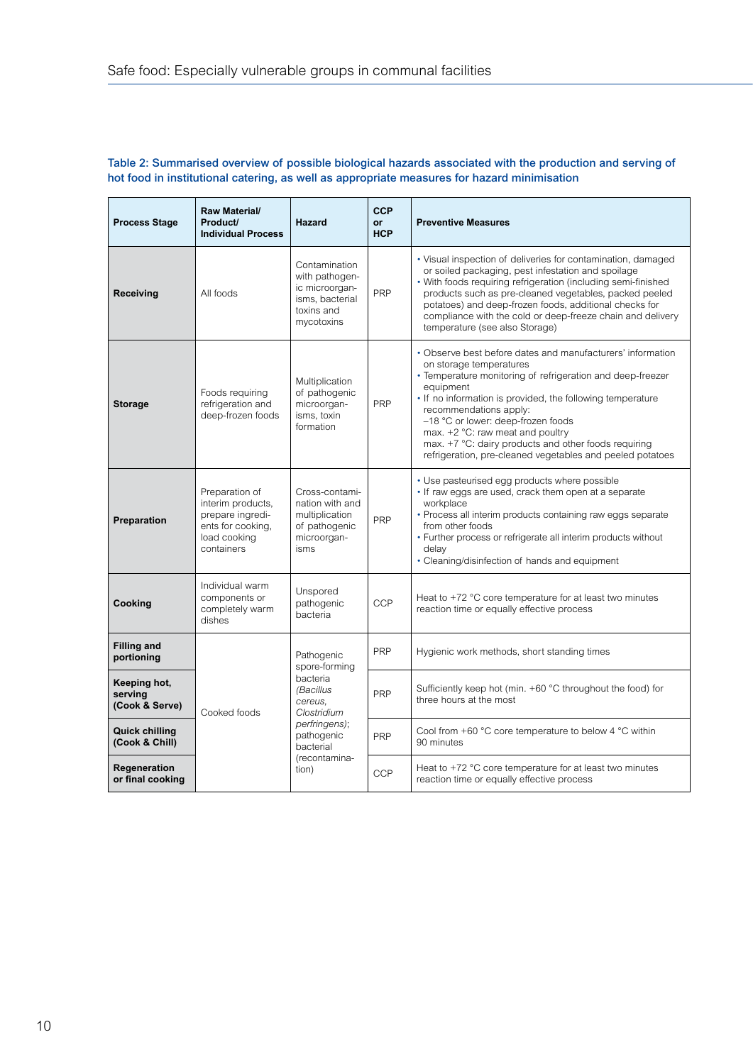**Table 2: Summarised overview of possible biological hazards associated with the production and serving of hot food in institutional catering, as well as appropriate measures for hazard minimisation**

| Process Stage | Raw Material/ Product/ Individual Process | Hazard | CCP or HCP | Preventive Measures |
|---|---|---|---|---|
| **Receiving** | All foods | Contamination with pathogenic microorganisms, bacterial toxins and mycotoxins | PRP | • Visual inspection of deliveries for contamination, damaged or soiled packaging, pest infestation and spoilage<br>• With foods requiring refrigeration (including semi-finished products such as pre-cleaned vegetables, packed peeled potatoes) and deep-frozen foods, additional checks for compliance with the cold or deep-freeze chain and delivery temperature (see also Storage) |
| **Storage** | Foods requiring refrigeration and deep-frozen foods | Multiplication of pathogenic microorganisms, toxin formation | PRP | • Observe best before dates and manufacturers' information on storage temperatures<br>• Temperature monitoring of refrigeration and deep-freezer equipment<br>• If no information is provided, the following temperature recommendations apply:<br>–18 °C or lower: deep-frozen foods<br>max. +2 °C: raw meat and poultry<br>max. +7 °C: dairy products and other foods requiring refrigeration, pre-cleaned vegetables and peeled potatoes |
| **Preparation** | Preparation of interim products, prepare ingredients for cooking, load cooking containers | Cross-contamination with and multiplication of pathogenic microorganisms | PRP | • Use pasteurised egg products where possible<br>• If raw eggs are used, crack them open at a separate workplace<br>• Process all interim products containing raw eggs separate from other foods<br>• Further process or refrigerate all interim products without delay<br>• Cleaning/disinfection of hands and equipment |
| **Cooking** | Individual warm components or completely warm dishes | Unspored pathogenic bacteria | CCP | Heat to +72 °C core temperature for at least two minutes reaction time or equally effective process |
| **Filling and portioning** | Cooked foods | Pathogenic spore-forming bacteria (*Bacillus cereus, Clostridium perfringens*); pathogenic bacterial (recontamination) | PRP | Hygienic work methods, short standing times |
| **Keeping hot, serving (Cook & Serve)** | | | PRP | Sufficiently keep hot (min. +60 °C throughout the food) for three hours at the most |
| **Quick chilling (Cook & Chill)** | | | PRP | Cool from +60 °C core temperature to below 4 °C within 90 minutes |
| **Regeneration or final cooking** | | | CCP | Heat to +72 °C core temperature for at least two minutes reaction time or equally effective process |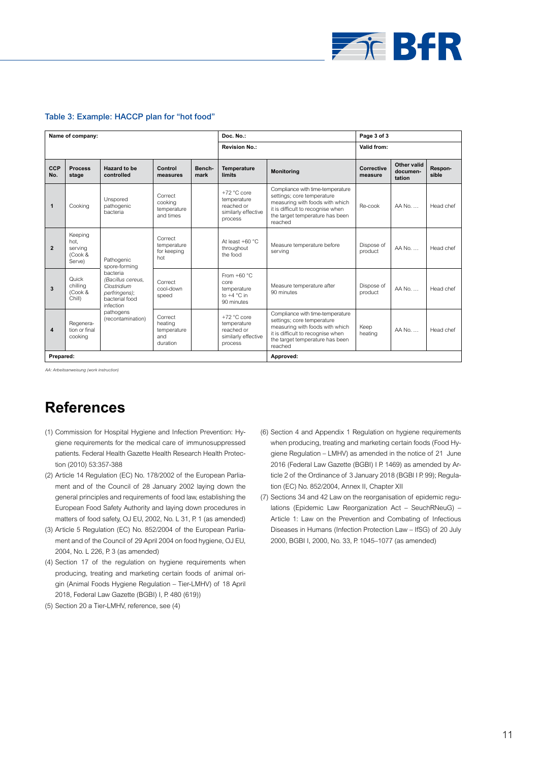### Table 3: Example: HACCP plan for "hot food"

| Name of company: | | | | | Doc. No.: | | Page 3 of 3 | | |
|---|---|---|---|---|---|---|---|---|---|
| | | | | | Revision No.: | | Valid from: | | |
| **CCP No.** | **Process stage** | **Hazard to be controlled** | **Control measures** | **Bench-mark** | **Temperature limits** | **Monitoring** | **Corrective measure** | **Other valid documen-tation** | **Respon-sible** |
| 1 | Cooking | Unspored pathogenic bacteria | Correct cooking temperature and times | | +72 °C core temperature reached or similarly effective process | Compliance with time-temperature settings; core temperature measuring with foods with which it is difficult to recognise when the target temperature has been reached | Re-cook | AA No. … | Head chef |
| 2 | Keeping hot, serving (Cook & Serve) | Pathogenic spore-forming bacteria (*Bacillus cereus, Clostridium perfringens*); bacterial food infection pathogens (recontamination) | Correct temperature for keeping hot | | At least +60 °C throughout the food | Measure temperature before serving | Dispose of product | AA No. … | Head chef |
| 3 | Quick chilling (Cook & Chill) | | Correct cool-down speed | | From +60 °C core temperature to +4 °C in 90 minutes | Measure temperature after 90 minutes | Dispose of product | AA No. … | Head chef |
| 4 | Regenera-tion or final cooking | | Correct heating temperature and duration | | +72 °C core temperature reached or similarly effective process | Compliance with time-temperature settings; core temperature measuring with foods with which it is difficult to recognise when the target temperature has been reached | Keep heating | AA No. … | Head chef |
| **Prepared:** | | | | | | **Approved:** | | | |

*AA: Arbeitsanweisung (work instruction)*

# References

(1) Commission for Hospital Hygiene and Infection Prevention: Hygiene requirements for the medical care of immunosuppressed patients. Federal Health Gazette Health Research Health Protection (2010) 53:357-388

(2) Article 14 Regulation (EC) No. 178/2002 of the European Parliament and of the Council of 28 January 2002 laying down the general principles and requirements of food law, establishing the European Food Safety Authority and laying down procedures in matters of food safety, OJ EU, 2002, No. L 31, P. 1 (as amended)

(3) Article 5 Regulation (EC) No. 852/2004 of the European Parliament and of the Council of 29 April 2004 on food hygiene, OJ EU, 2004, No. L 226, P. 3 (as amended)

(4) Section 17 of the regulation on hygiene requirements when producing, treating and marketing certain foods of animal origin (Animal Foods Hygiene Regulation – Tier-LMHV) of 18 April 2018, Federal Law Gazette (BGBl) I, P. 480 (619))

(5) Section 20 a Tier-LMHV, reference, see (4)

(6) Section 4 and Appendix 1 Regulation on hygiene requirements when producing, treating and marketing certain foods (Food Hygiene Regulation – LMHV) as amended in the notice of 21 June 2016 (Federal Law Gazette (BGBl) I P. 1469) as amended by Article 2 of the Ordinance of 3 January 2018 (BGBl I P. 99); Regulation (EC) No. 852/2004, Annex II, Chapter XII

(7) Sections 34 and 42 Law on the reorganisation of epidemic regulations (Epidemic Law Reorganization Act – SeuchRNeuG) – Article 1: Law on the Prevention and Combating of Infectious Diseases in Humans (Infection Protection Law – IfSG) of 20 July 2000, BGBl I, 2000, No. 33, P. 1045–1077 (as amended)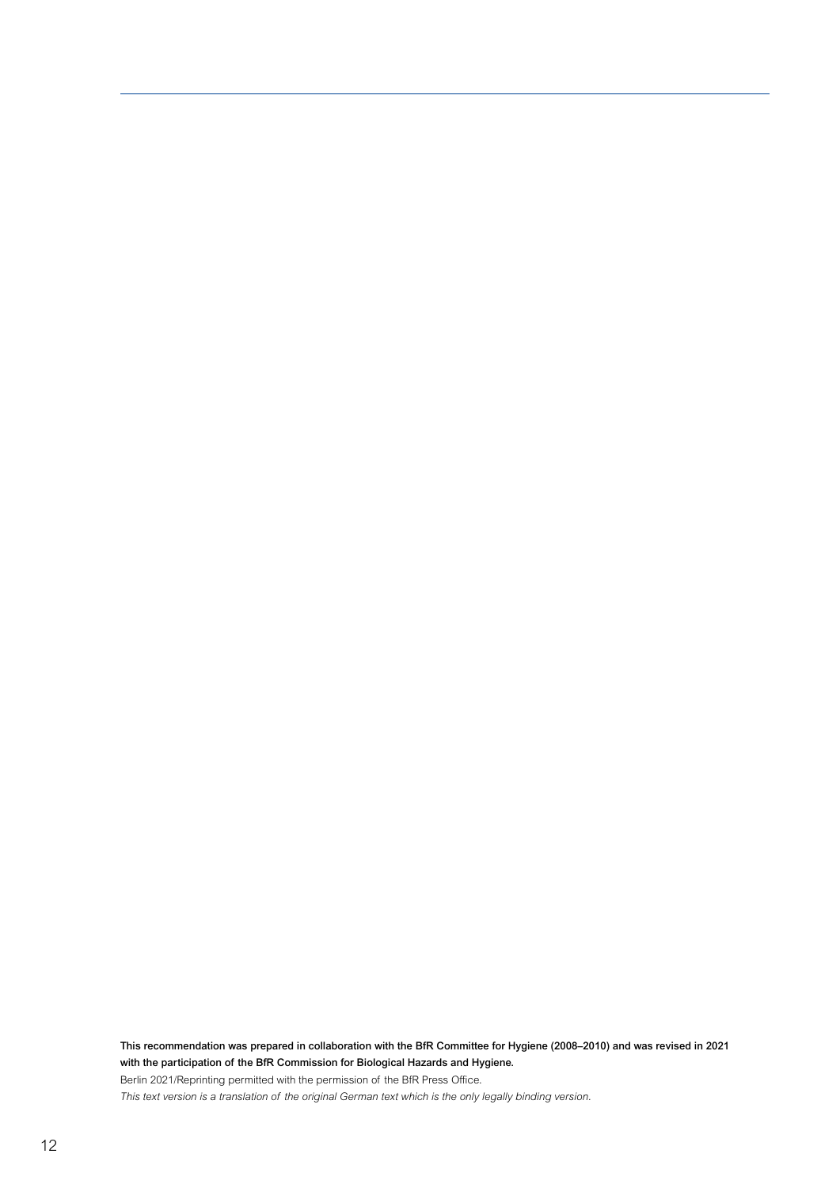**This recommendation was prepared in collaboration with the BfR Committee for Hygiene (2008–2010) and was revised in 2021 with the participation of the BfR Commission for Biological Hazards and Hygiene.**

Berlin 2021/Reprinting permitted with the permission of the BfR Press Office.

*This text version is a translation of the original German text which is the only legally binding version.*